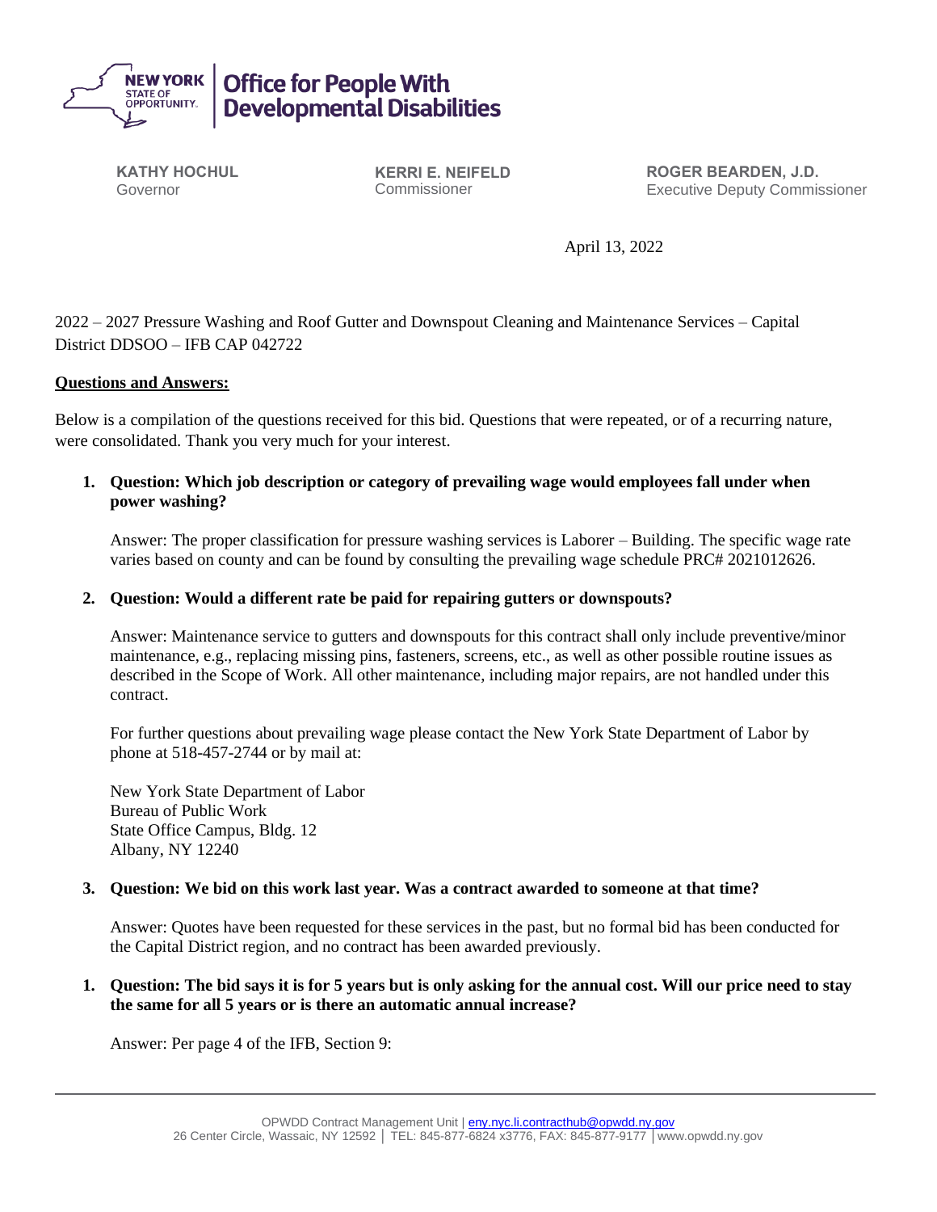**NEW YORK STATE OF OPPORTUNITY** | **Office for People With Developmental Disabilities**

**KATHY HOCHUL**
Governor

**KERRI E. NEIFELD**
Commissioner

**ROGER BEARDEN, J.D.**
Executive Deputy Commissioner

April 13, 2022

2022 – 2027 Pressure Washing and Roof Gutter and Downspout Cleaning and Maintenance Services – Capital District DDSOO – IFB CAP 042722

**Questions and Answers:**

Below is a compilation of the questions received for this bid. Questions that were repeated, or of a recurring nature, were consolidated. Thank you very much for your interest.

1. **Question: Which job description or category of prevailing wage would employees fall under when power washing?**

   Answer: The proper classification for pressure washing services is Laborer – Building. The specific wage rate varies based on county and can be found by consulting the prevailing wage schedule PRC# 2021012626.

2. **Question: Would a different rate be paid for repairing gutters or downspouts?**

   Answer: Maintenance service to gutters and downspouts for this contract shall only include preventive/minor maintenance, e.g., replacing missing pins, fasteners, screens, etc., as well as other possible routine issues as described in the Scope of Work. All other maintenance, including major repairs, are not handled under this contract.

   For further questions about prevailing wage please contact the New York State Department of Labor by phone at 518-457-2744 or by mail at:

   New York State Department of Labor
   Bureau of Public Work
   State Office Campus, Bldg. 12
   Albany, NY 12240

3. **Question: We bid on this work last year. Was a contract awarded to someone at that time?**

   Answer: Quotes have been requested for these services in the past, but no formal bid has been conducted for the Capital District region, and no contract has been awarded previously.

1. **Question: The bid says it is for 5 years but is only asking for the annual cost. Will our price need to stay the same for all 5 years or is there an automatic annual increase?**

   Answer: Per page 4 of the IFB, Section 9: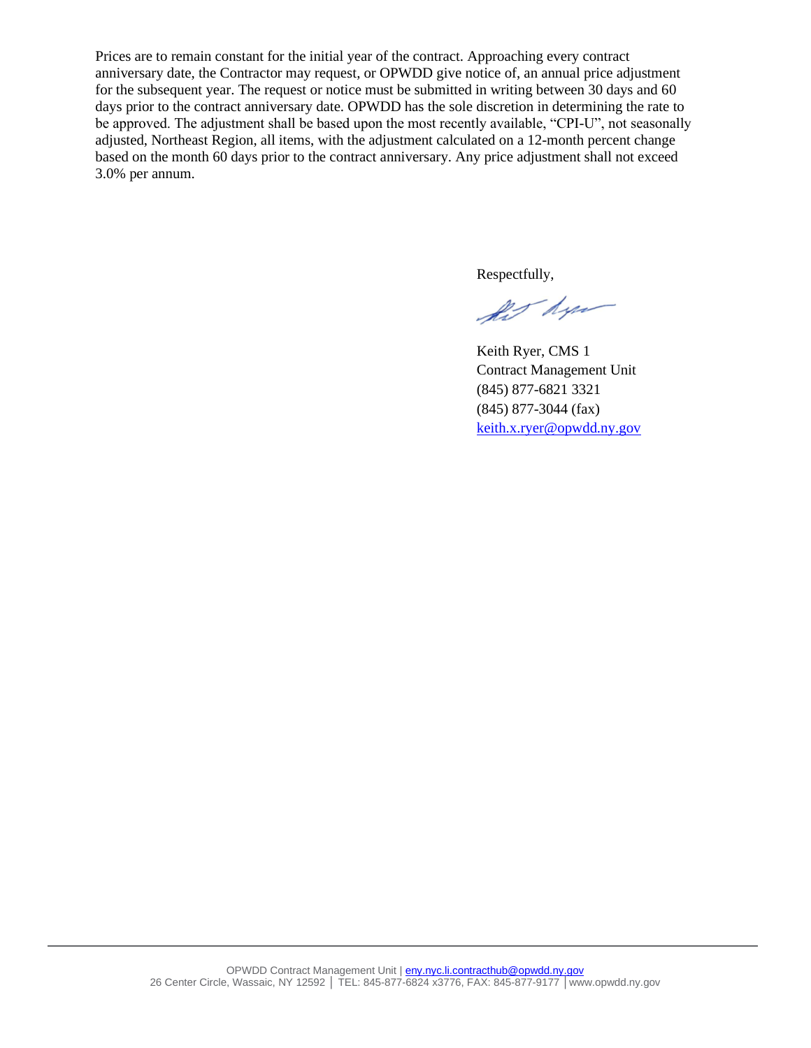Prices are to remain constant for the initial year of the contract. Approaching every contract anniversary date, the Contractor may request, or OPWDD give notice of, an annual price adjustment for the subsequent year. The request or notice must be submitted in writing between 30 days and 60 days prior to the contract anniversary date. OPWDD has the sole discretion in determining the rate to be approved. The adjustment shall be based upon the most recently available, "CPI-U", not seasonally adjusted, Northeast Region, all items, with the adjustment calculated on a 12-month percent change based on the month 60 days prior to the contract anniversary. Any price adjustment shall not exceed 3.0% per annum.

Respectfully,

Keith Ryer, CMS 1
Contract Management Unit
(845) 877-6821 3321
(845) 877-3044 (fax)
keith.x.ryer@opwdd.ny.gov

OPWDD Contract Management Unit | eny.nyc.li.contracthub@opwdd.ny.gov
26 Center Circle, Wassaic, NY 12592 │ TEL: 845-877-6824 x3776, FAX: 845-877-9177 │www.opwdd.ny.gov